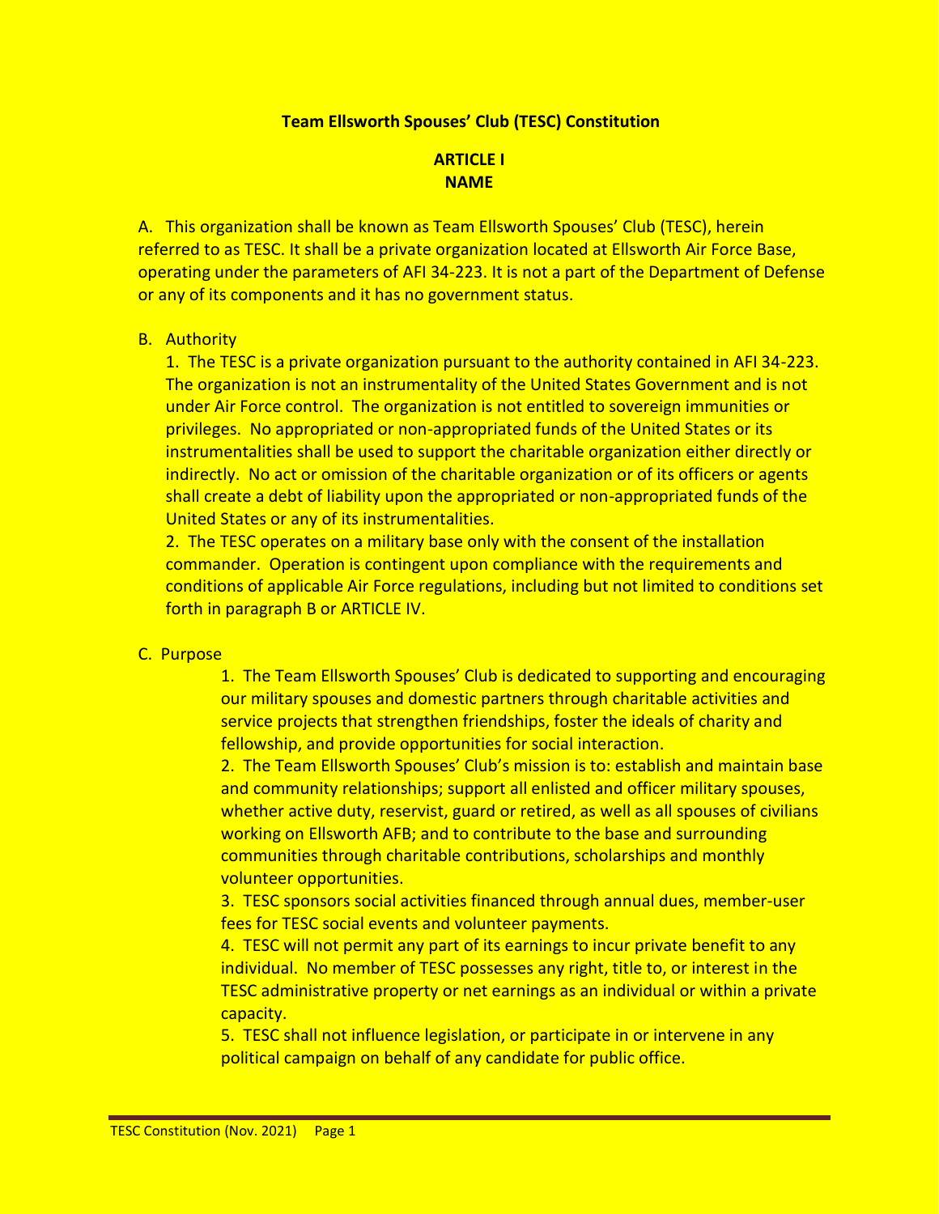# Team Ellsworth Spouses' Club (TESC) Constitution

## ARTICLE I
## NAME

A. This organization shall be known as Team Ellsworth Spouses' Club (TESC), herein referred to as TESC. It shall be a private organization located at Ellsworth Air Force Base, operating under the parameters of AFI 34-223. It is not a part of the Department of Defense or any of its components and it has no government status.

B. Authority

1. The TESC is a private organization pursuant to the authority contained in AFI 34-223. The organization is not an instrumentality of the United States Government and is not under Air Force control. The organization is not entitled to sovereign immunities or privileges. No appropriated or non-appropriated funds of the United States or its instrumentalities shall be used to support the charitable organization either directly or indirectly. No act or omission of the charitable organization or of its officers or agents shall create a debt of liability upon the appropriated or non-appropriated funds of the United States or any of its instrumentalities.

2. The TESC operates on a military base only with the consent of the installation commander. Operation is contingent upon compliance with the requirements and conditions of applicable Air Force regulations, including but not limited to conditions set forth in paragraph B or ARTICLE IV.

C. Purpose

1. The Team Ellsworth Spouses' Club is dedicated to supporting and encouraging our military spouses and domestic partners through charitable activities and service projects that strengthen friendships, foster the ideals of charity and fellowship, and provide opportunities for social interaction.

2. The Team Ellsworth Spouses' Club's mission is to: establish and maintain base and community relationships; support all enlisted and officer military spouses, whether active duty, reservist, guard or retired, as well as all spouses of civilians working on Ellsworth AFB; and to contribute to the base and surrounding communities through charitable contributions, scholarships and monthly volunteer opportunities.

3. TESC sponsors social activities financed through annual dues, member-user fees for TESC social events and volunteer payments.

4. TESC will not permit any part of its earnings to incur private benefit to any individual. No member of TESC possesses any right, title to, or interest in the TESC administrative property or net earnings as an individual or within a private capacity.

5. TESC shall not influence legislation, or participate in or intervene in any political campaign on behalf of any candidate for public office.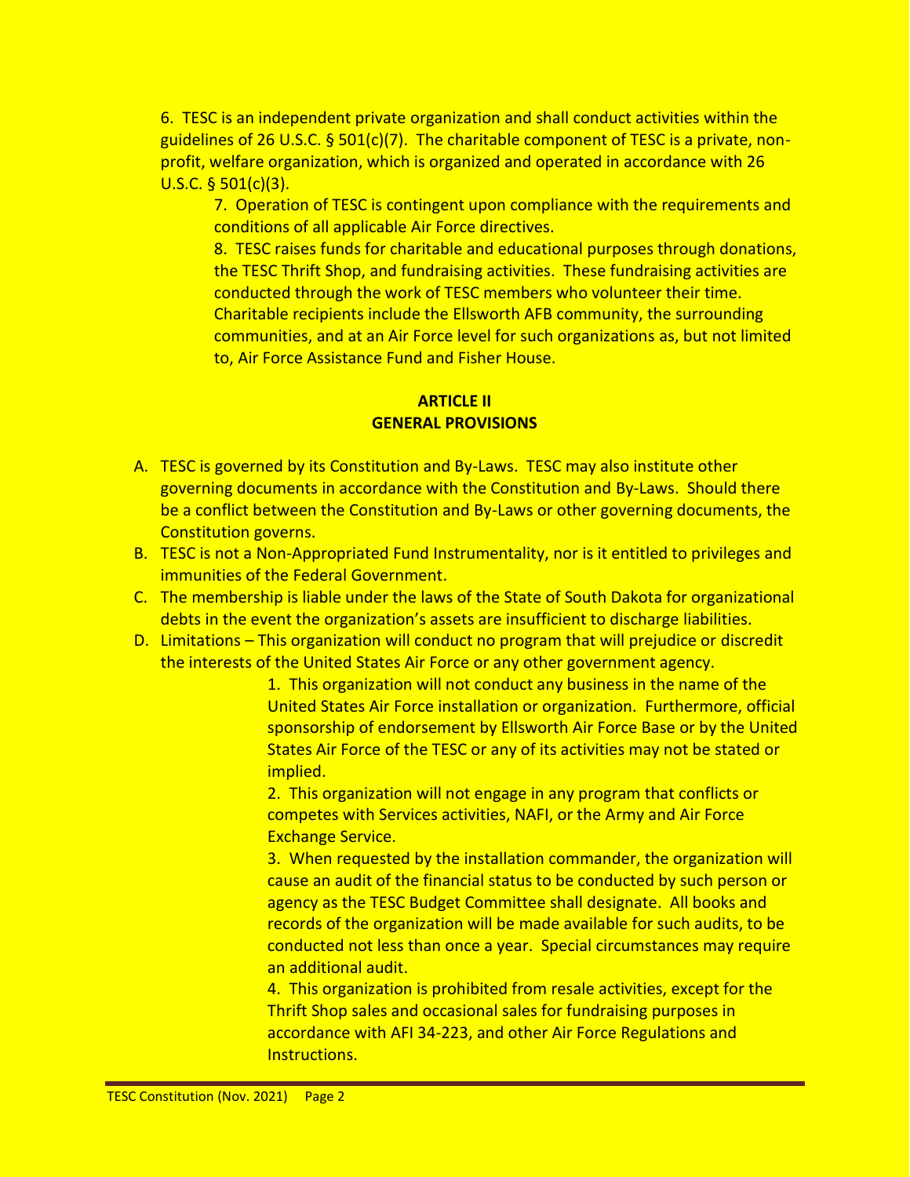6. TESC is an independent private organization and shall conduct activities within the guidelines of 26 U.S.C. § 501(c)(7). The charitable component of TESC is a private, non-profit, welfare organization, which is organized and operated in accordance with 26 U.S.C. § 501(c)(3).

7. Operation of TESC is contingent upon compliance with the requirements and conditions of all applicable Air Force directives.

8. TESC raises funds for charitable and educational purposes through donations, the TESC Thrift Shop, and fundraising activities. These fundraising activities are conducted through the work of TESC members who volunteer their time. Charitable recipients include the Ellsworth AFB community, the surrounding communities, and at an Air Force level for such organizations as, but not limited to, Air Force Assistance Fund and Fisher House.

## ARTICLE II
## GENERAL PROVISIONS

A. TESC is governed by its Constitution and By-Laws. TESC may also institute other governing documents in accordance with the Constitution and By-Laws. Should there be a conflict between the Constitution and By-Laws or other governing documents, the Constitution governs.

B. TESC is not a Non-Appropriated Fund Instrumentality, nor is it entitled to privileges and immunities of the Federal Government.

C. The membership is liable under the laws of the State of South Dakota for organizational debts in the event the organization's assets are insufficient to discharge liabilities.

D. Limitations – This organization will conduct no program that will prejudice or discredit the interests of the United States Air Force or any other government agency.

   1. This organization will not conduct any business in the name of the United States Air Force installation or organization. Furthermore, official sponsorship of endorsement by Ellsworth Air Force Base or by the United States Air Force of the TESC or any of its activities may not be stated or implied.

   2. This organization will not engage in any program that conflicts or competes with Services activities, NAFI, or the Army and Air Force Exchange Service.

   3. When requested by the installation commander, the organization will cause an audit of the financial status to be conducted by such person or agency as the TESC Budget Committee shall designate. All books and records of the organization will be made available for such audits, to be conducted not less than once a year. Special circumstances may require an additional audit.

   4. This organization is prohibited from resale activities, except for the Thrift Shop sales and occasional sales for fundraising purposes in accordance with AFI 34-223, and other Air Force Regulations and Instructions.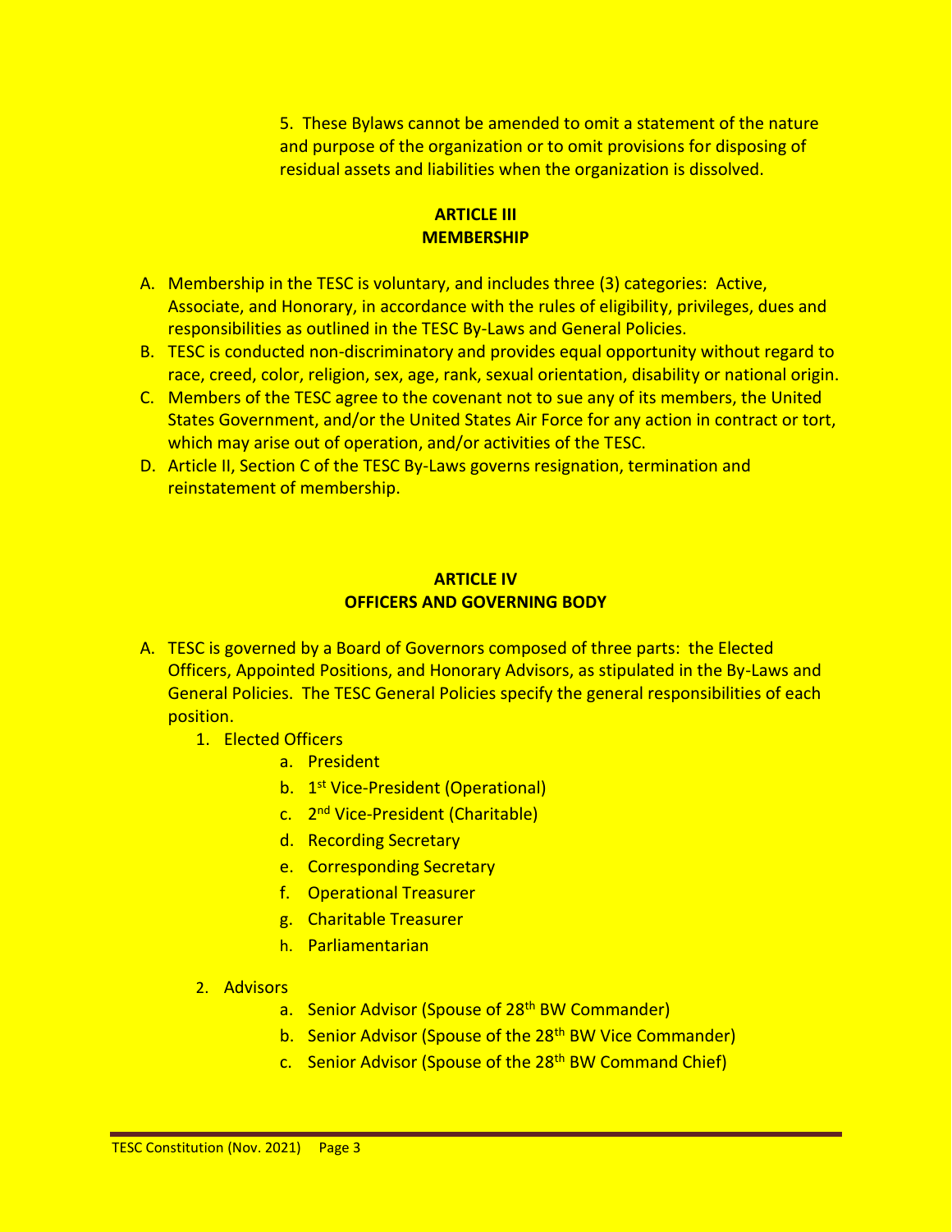5. These Bylaws cannot be amended to omit a statement of the nature and purpose of the organization or to omit provisions for disposing of residual assets and liabilities when the organization is dissolved.

## ARTICLE III
## MEMBERSHIP

A. Membership in the TESC is voluntary, and includes three (3) categories: Active, Associate, and Honorary, in accordance with the rules of eligibility, privileges, dues and responsibilities as outlined in the TESC By-Laws and General Policies.
B. TESC is conducted non-discriminatory and provides equal opportunity without regard to race, creed, color, religion, sex, age, rank, sexual orientation, disability or national origin.
C. Members of the TESC agree to the covenant not to sue any of its members, the United States Government, and/or the United States Air Force for any action in contract or tort, which may arise out of operation, and/or activities of the TESC.
D. Article II, Section C of the TESC By-Laws governs resignation, termination and reinstatement of membership.

## ARTICLE IV
## OFFICERS AND GOVERNING BODY

A. TESC is governed by a Board of Governors composed of three parts: the Elected Officers, Appointed Positions, and Honorary Advisors, as stipulated in the By-Laws and General Policies. The TESC General Policies specify the general responsibilities of each position.
   1. Elected Officers
      a. President
      b. 1st Vice-President (Operational)
      c. 2nd Vice-President (Charitable)
      d. Recording Secretary
      e. Corresponding Secretary
      f. Operational Treasurer
      g. Charitable Treasurer
      h. Parliamentarian
   2. Advisors
      a. Senior Advisor (Spouse of 28th BW Commander)
      b. Senior Advisor (Spouse of the 28th BW Vice Commander)
      c. Senior Advisor (Spouse of the 28th BW Command Chief)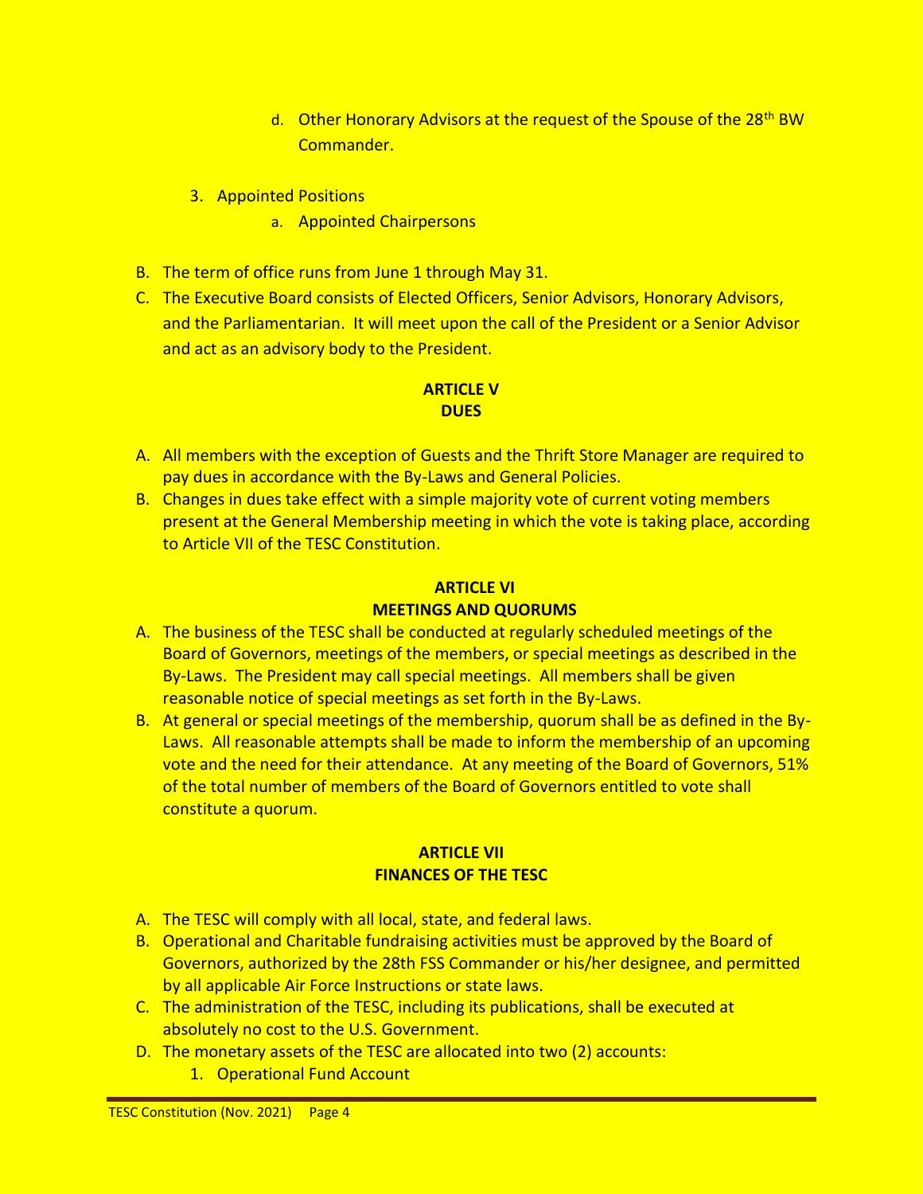d. Other Honorary Advisors at the request of the Spouse of the 28th BW Commander.

3. Appointed Positions
   a. Appointed Chairpersons

B. The term of office runs from June 1 through May 31.

C. The Executive Board consists of Elected Officers, Senior Advisors, Honorary Advisors, and the Parliamentarian. It will meet upon the call of the President or a Senior Advisor and act as an advisory body to the President.

## ARTICLE V
## DUES

A. All members with the exception of Guests and the Thrift Store Manager are required to pay dues in accordance with the By-Laws and General Policies.

B. Changes in dues take effect with a simple majority vote of current voting members present at the General Membership meeting in which the vote is taking place, according to Article VII of the TESC Constitution.

## ARTICLE VI
## MEETINGS AND QUORUMS

A. The business of the TESC shall be conducted at regularly scheduled meetings of the Board of Governors, meetings of the members, or special meetings as described in the By-Laws. The President may call special meetings. All members shall be given reasonable notice of special meetings as set forth in the By-Laws.

B. At general or special meetings of the membership, quorum shall be as defined in the By-Laws. All reasonable attempts shall be made to inform the membership of an upcoming vote and the need for their attendance. At any meeting of the Board of Governors, 51% of the total number of members of the Board of Governors entitled to vote shall constitute a quorum.

## ARTICLE VII
## FINANCES OF THE TESC

A. The TESC will comply with all local, state, and federal laws.

B. Operational and Charitable fundraising activities must be approved by the Board of Governors, authorized by the 28th FSS Commander or his/her designee, and permitted by all applicable Air Force Instructions or state laws.

C. The administration of the TESC, including its publications, shall be executed at absolutely no cost to the U.S. Government.

D. The monetary assets of the TESC are allocated into two (2) accounts:
   1. Operational Fund Account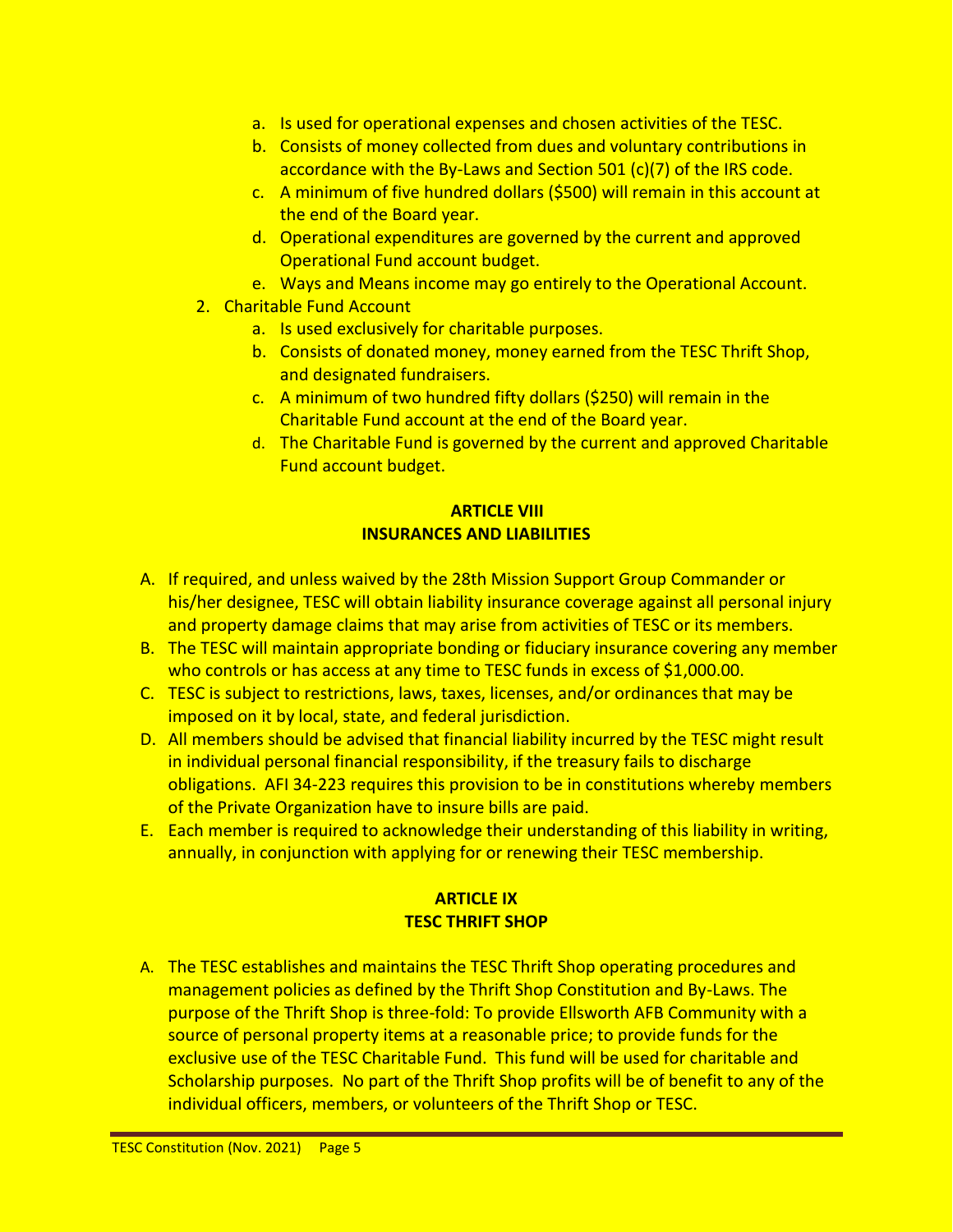a. Is used for operational expenses and chosen activities of the TESC.
   b. Consists of money collected from dues and voluntary contributions in accordance with the By-Laws and Section 501 (c)(7) of the IRS code.
   c. A minimum of five hundred dollars ($500) will remain in this account at the end of the Board year.
   d. Operational expenditures are governed by the current and approved Operational Fund account budget.
   e. Ways and Means income may go entirely to the Operational Account.

2. Charitable Fund Account
   a. Is used exclusively for charitable purposes.
   b. Consists of donated money, money earned from the TESC Thrift Shop, and designated fundraisers.
   c. A minimum of two hundred fifty dollars ($250) will remain in the Charitable Fund account at the end of the Board year.
   d. The Charitable Fund is governed by the current and approved Charitable Fund account budget.

## ARTICLE VIII
## INSURANCES AND LIABILITIES

A. If required, and unless waived by the 28th Mission Support Group Commander or his/her designee, TESC will obtain liability insurance coverage against all personal injury and property damage claims that may arise from activities of TESC or its members.

B. The TESC will maintain appropriate bonding or fiduciary insurance covering any member who controls or has access at any time to TESC funds in excess of $1,000.00.

C. TESC is subject to restrictions, laws, taxes, licenses, and/or ordinances that may be imposed on it by local, state, and federal jurisdiction.

D. All members should be advised that financial liability incurred by the TESC might result in individual personal financial responsibility, if the treasury fails to discharge obligations. AFI 34-223 requires this provision to be in constitutions whereby members of the Private Organization have to insure bills are paid.

E. Each member is required to acknowledge their understanding of this liability in writing, annually, in conjunction with applying for or renewing their TESC membership.

## ARTICLE IX
## TESC THRIFT SHOP

A. The TESC establishes and maintains the TESC Thrift Shop operating procedures and management policies as defined by the Thrift Shop Constitution and By-Laws. The purpose of the Thrift Shop is three-fold: To provide Ellsworth AFB Community with a source of personal property items at a reasonable price; to provide funds for the exclusive use of the TESC Charitable Fund. This fund will be used for charitable and Scholarship purposes. No part of the Thrift Shop profits will be of benefit to any of the individual officers, members, or volunteers of the Thrift Shop or TESC.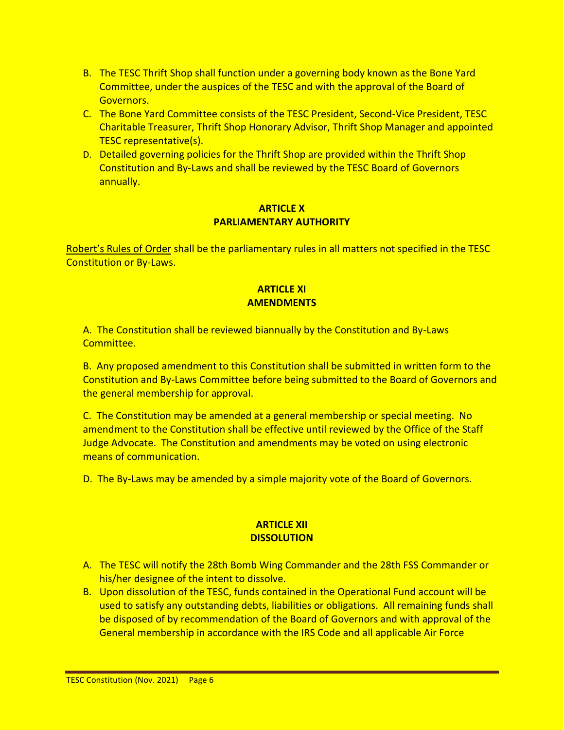B. The TESC Thrift Shop shall function under a governing body known as the Bone Yard Committee, under the auspices of the TESC and with the approval of the Board of Governors.
C. The Bone Yard Committee consists of the TESC President, Second-Vice President, TESC Charitable Treasurer, Thrift Shop Honorary Advisor, Thrift Shop Manager and appointed TESC representative(s).
D. Detailed governing policies for the Thrift Shop are provided within the Thrift Shop Constitution and By-Laws and shall be reviewed by the TESC Board of Governors annually.

## ARTICLE X
## PARLIAMENTARY AUTHORITY

Robert's Rules of Order shall be the parliamentary rules in all matters not specified in the TESC Constitution or By-Laws.

## ARTICLE XI
## AMENDMENTS

A. The Constitution shall be reviewed biannually by the Constitution and By-Laws Committee.

B. Any proposed amendment to this Constitution shall be submitted in written form to the Constitution and By-Laws Committee before being submitted to the Board of Governors and the general membership for approval.

C. The Constitution may be amended at a general membership or special meeting. No amendment to the Constitution shall be effective until reviewed by the Office of the Staff Judge Advocate. The Constitution and amendments may be voted on using electronic means of communication.

D. The By-Laws may be amended by a simple majority vote of the Board of Governors.

## ARTICLE XII
## DISSOLUTION

A. The TESC will notify the 28th Bomb Wing Commander and the 28th FSS Commander or his/her designee of the intent to dissolve.
B. Upon dissolution of the TESC, funds contained in the Operational Fund account will be used to satisfy any outstanding debts, liabilities or obligations. All remaining funds shall be disposed of by recommendation of the Board of Governors and with approval of the General membership in accordance with the IRS Code and all applicable Air Force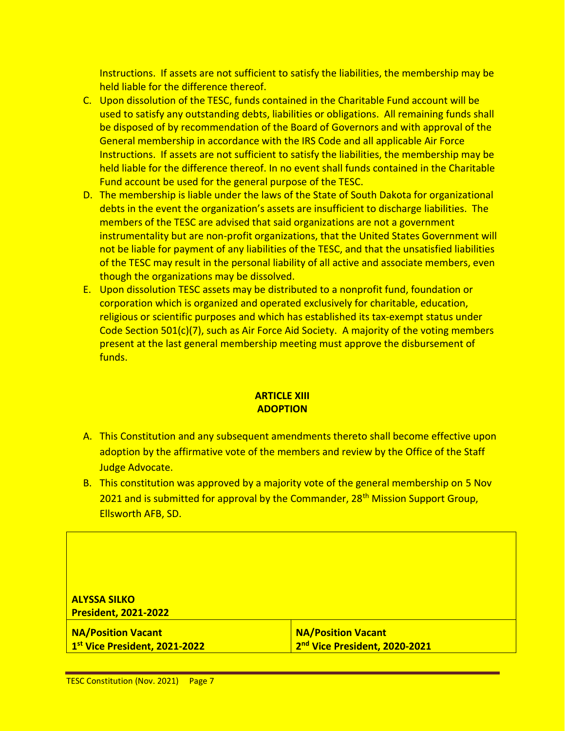Instructions. If assets are not sufficient to satisfy the liabilities, the membership may be held liable for the difference thereof.

C. Upon dissolution of the TESC, funds contained in the Charitable Fund account will be used to satisfy any outstanding debts, liabilities or obligations. All remaining funds shall be disposed of by recommendation of the Board of Governors and with approval of the General membership in accordance with the IRS Code and all applicable Air Force Instructions. If assets are not sufficient to satisfy the liabilities, the membership may be held liable for the difference thereof. In no event shall funds contained in the Charitable Fund account be used for the general purpose of the TESC.

D. The membership is liable under the laws of the State of South Dakota for organizational debts in the event the organization's assets are insufficient to discharge liabilities. The members of the TESC are advised that said organizations are not a government instrumentality but are non-profit organizations, that the United States Government will not be liable for payment of any liabilities of the TESC, and that the unsatisfied liabilities of the TESC may result in the personal liability of all active and associate members, even though the organizations may be dissolved.

E. Upon dissolution TESC assets may be distributed to a nonprofit fund, foundation or corporation which is organized and operated exclusively for charitable, education, religious or scientific purposes and which has established its tax-exempt status under Code Section 501(c)(7), such as Air Force Aid Society. A majority of the voting members present at the last general membership meeting must approve the disbursement of funds.

## ARTICLE XIII
## ADOPTION

A. This Constitution and any subsequent amendments thereto shall become effective upon adoption by the affirmative vote of the members and review by the Office of the Staff Judge Advocate.

B. This constitution was approved by a majority vote of the general membership on 5 Nov 2021 and is submitted for approval by the Commander, 28th Mission Support Group, Ellsworth AFB, SD.

**ALYSSA SILKO**
**President, 2021-2022**

| **NA/Position Vacant**<br>**1st Vice President, 2021-2022** | **NA/Position Vacant**<br>**2nd Vice President, 2020-2021** |
|---|---|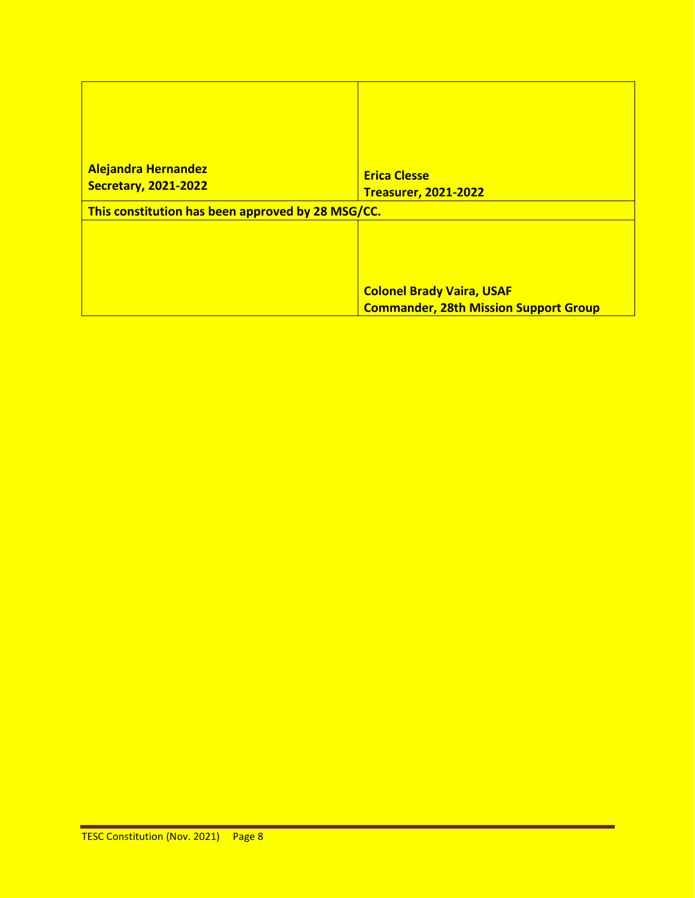| | |
|---|---|
| **Alejandra Hernandez**<br>**Secretary, 2021-2022** | **Erica Clesse**<br>**Treasurer, 2021-2022** |
| **This constitution has been approved by 28 MSG/CC.** | |
| | **Colonel Brady Vaira, USAF**<br>**Commander, 28th Mission Support Group** |